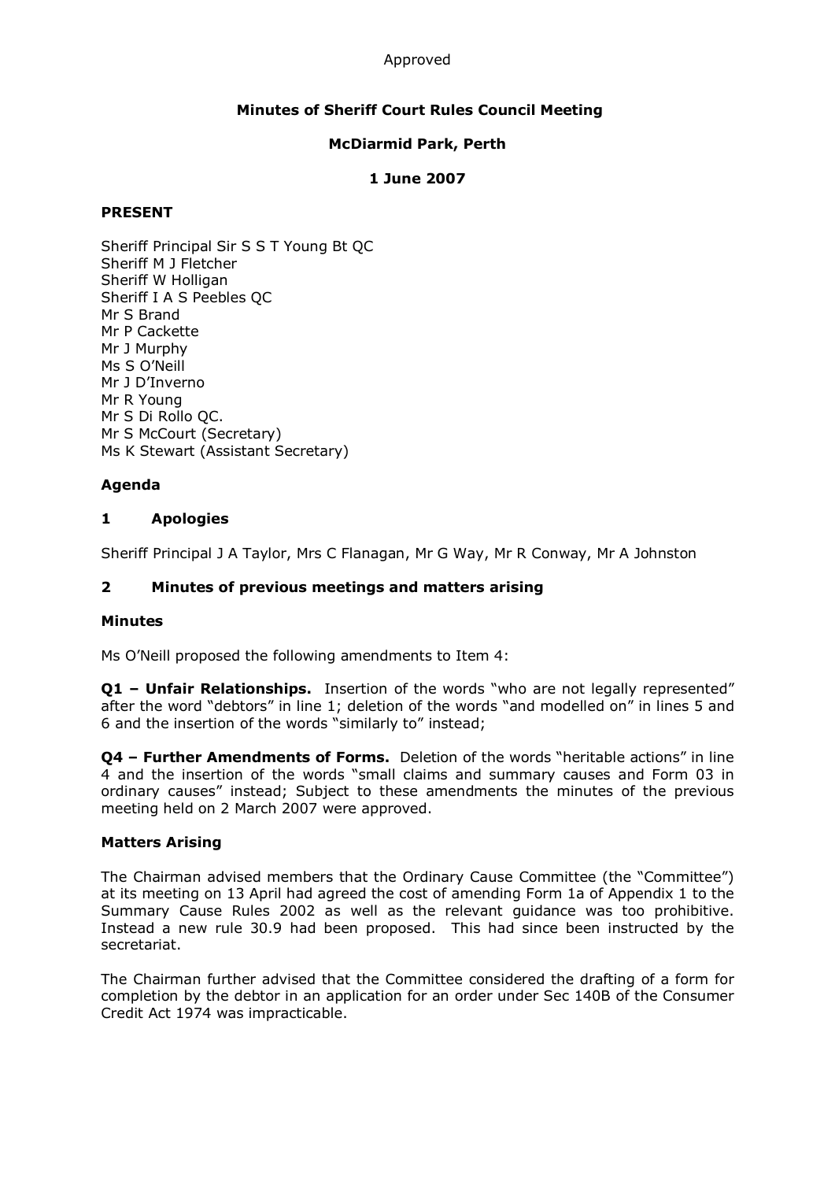Approved

# Minutes of Sheriff Court Rules Council Meeting

## McDiarmid Park, Perth

## 1 June 2007

### PRESENT

Sheriff Principal Sir S S T Young Bt QC
Sheriff M J Fletcher
Sheriff W Holligan
Sheriff I A S Peebles QC
Mr S Brand
Mr P Cackette
Mr J Murphy
Ms S O'Neill
Mr J D'Inverno
Mr R Young
Mr S Di Rollo QC.
Mr S McCourt (Secretary)
Ms K Stewart (Assistant Secretary)

### Agenda

### 1 Apologies

Sheriff Principal J A Taylor, Mrs C Flanagan, Mr G Way, Mr R Conway, Mr A Johnston

### 2 Minutes of previous meetings and matters arising

**Minutes**

Ms O'Neill proposed the following amendments to Item 4:

**Q1 – Unfair Relationships.** Insertion of the words "who are not legally represented" after the word "debtors" in line 1; deletion of the words "and modelled on" in lines 5 and 6 and the insertion of the words "similarly to" instead;

**Q4 – Further Amendments of Forms.** Deletion of the words "heritable actions" in line 4 and the insertion of the words "small claims and summary causes and Form 03 in ordinary causes" instead; Subject to these amendments the minutes of the previous meeting held on 2 March 2007 were approved.

**Matters Arising**

The Chairman advised members that the Ordinary Cause Committee (the "Committee") at its meeting on 13 April had agreed the cost of amending Form 1a of Appendix 1 to the Summary Cause Rules 2002 as well as the relevant guidance was too prohibitive. Instead a new rule 30.9 had been proposed. This had since been instructed by the secretariat.

The Chairman further advised that the Committee considered the drafting of a form for completion by the debtor in an application for an order under Sec 140B of the Consumer Credit Act 1974 was impracticable.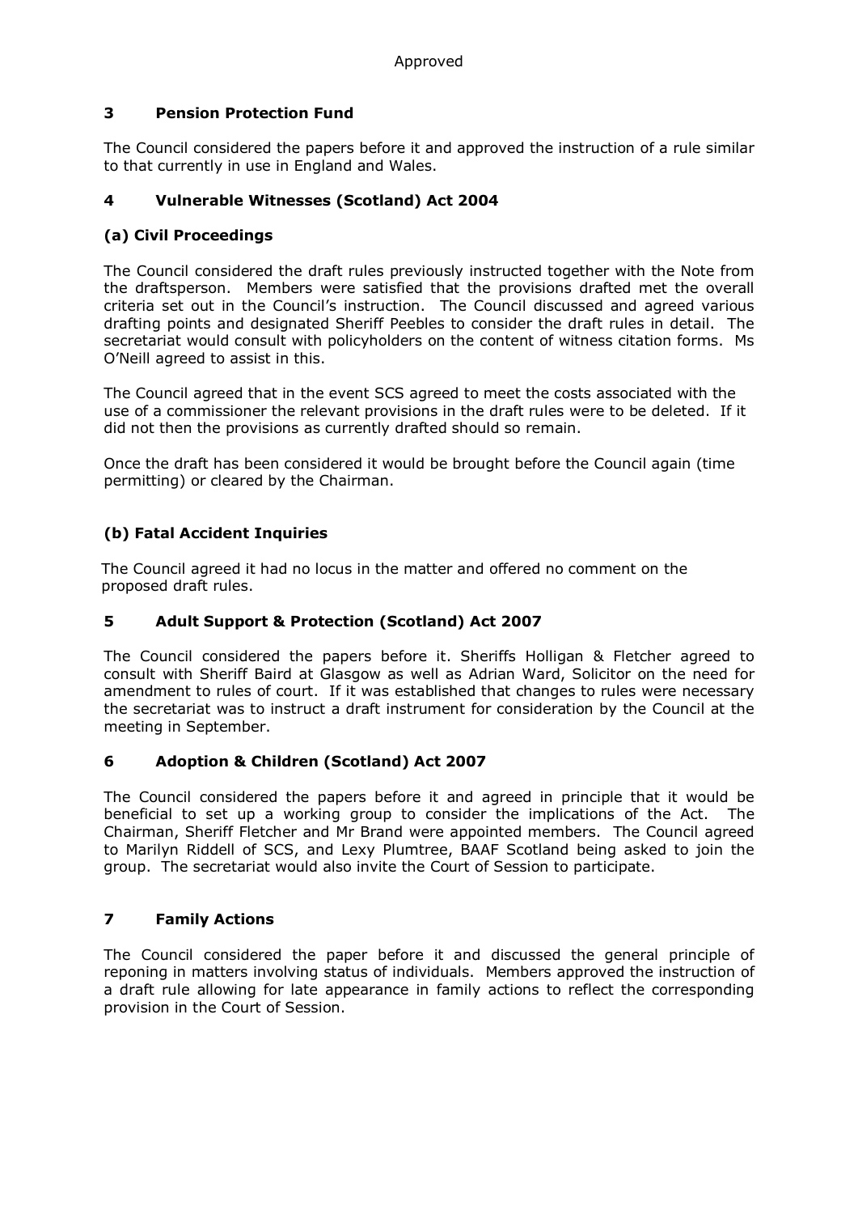Approved

## 3 Pension Protection Fund

The Council considered the papers before it and approved the instruction of a rule similar to that currently in use in England and Wales.

## 4 Vulnerable Witnesses (Scotland) Act 2004

### (a) Civil Proceedings

The Council considered the draft rules previously instructed together with the Note from the draftsperson. Members were satisfied that the provisions drafted met the overall criteria set out in the Council's instruction. The Council discussed and agreed various drafting points and designated Sheriff Peebles to consider the draft rules in detail. The secretariat would consult with policyholders on the content of witness citation forms. Ms O'Neill agreed to assist in this.

The Council agreed that in the event SCS agreed to meet the costs associated with the use of a commissioner the relevant provisions in the draft rules were to be deleted. If it did not then the provisions as currently drafted should so remain.

Once the draft has been considered it would be brought before the Council again (time permitting) or cleared by the Chairman.

### (b) Fatal Accident Inquiries

The Council agreed it had no locus in the matter and offered no comment on the proposed draft rules.

## 5 Adult Support & Protection (Scotland) Act 2007

The Council considered the papers before it. Sheriffs Holligan & Fletcher agreed to consult with Sheriff Baird at Glasgow as well as Adrian Ward, Solicitor on the need for amendment to rules of court. If it was established that changes to rules were necessary the secretariat was to instruct a draft instrument for consideration by the Council at the meeting in September.

## 6 Adoption & Children (Scotland) Act 2007

The Council considered the papers before it and agreed in principle that it would be beneficial to set up a working group to consider the implications of the Act. The Chairman, Sheriff Fletcher and Mr Brand were appointed members. The Council agreed to Marilyn Riddell of SCS, and Lexy Plumtree, BAAF Scotland being asked to join the group. The secretariat would also invite the Court of Session to participate.

## 7 Family Actions

The Council considered the paper before it and discussed the general principle of reponing in matters involving status of individuals. Members approved the instruction of a draft rule allowing for late appearance in family actions to reflect the corresponding provision in the Court of Session.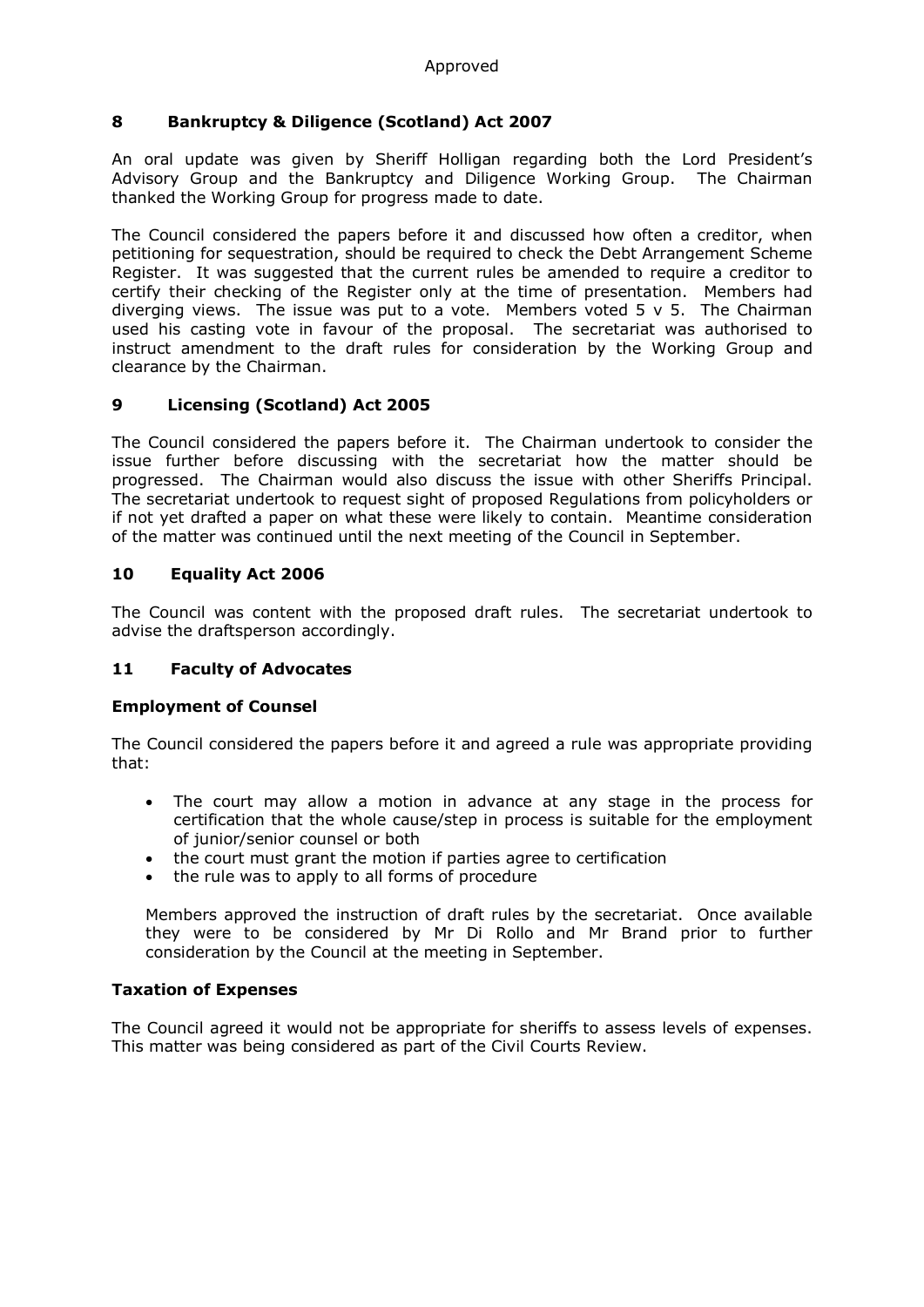Approved

## 8 Bankruptcy & Diligence (Scotland) Act 2007

An oral update was given by Sheriff Holligan regarding both the Lord President's Advisory Group and the Bankruptcy and Diligence Working Group. The Chairman thanked the Working Group for progress made to date.

The Council considered the papers before it and discussed how often a creditor, when petitioning for sequestration, should be required to check the Debt Arrangement Scheme Register. It was suggested that the current rules be amended to require a creditor to certify their checking of the Register only at the time of presentation. Members had diverging views. The issue was put to a vote. Members voted 5 v 5. The Chairman used his casting vote in favour of the proposal. The secretariat was authorised to instruct amendment to the draft rules for consideration by the Working Group and clearance by the Chairman.

## 9 Licensing (Scotland) Act 2005

The Council considered the papers before it. The Chairman undertook to consider the issue further before discussing with the secretariat how the matter should be progressed. The Chairman would also discuss the issue with other Sheriffs Principal. The secretariat undertook to request sight of proposed Regulations from policyholders or if not yet drafted a paper on what these were likely to contain. Meantime consideration of the matter was continued until the next meeting of the Council in September.

## 10 Equality Act 2006

The Council was content with the proposed draft rules. The secretariat undertook to advise the draftsperson accordingly.

## 11 Faculty of Advocates

### Employment of Counsel

The Council considered the papers before it and agreed a rule was appropriate providing that:

- The court may allow a motion in advance at any stage in the process for certification that the whole cause/step in process is suitable for the employment of junior/senior counsel or both
- the court must grant the motion if parties agree to certification
- the rule was to apply to all forms of procedure

Members approved the instruction of draft rules by the secretariat. Once available they were to be considered by Mr Di Rollo and Mr Brand prior to further consideration by the Council at the meeting in September.

### Taxation of Expenses

The Council agreed it would not be appropriate for sheriffs to assess levels of expenses. This matter was being considered as part of the Civil Courts Review.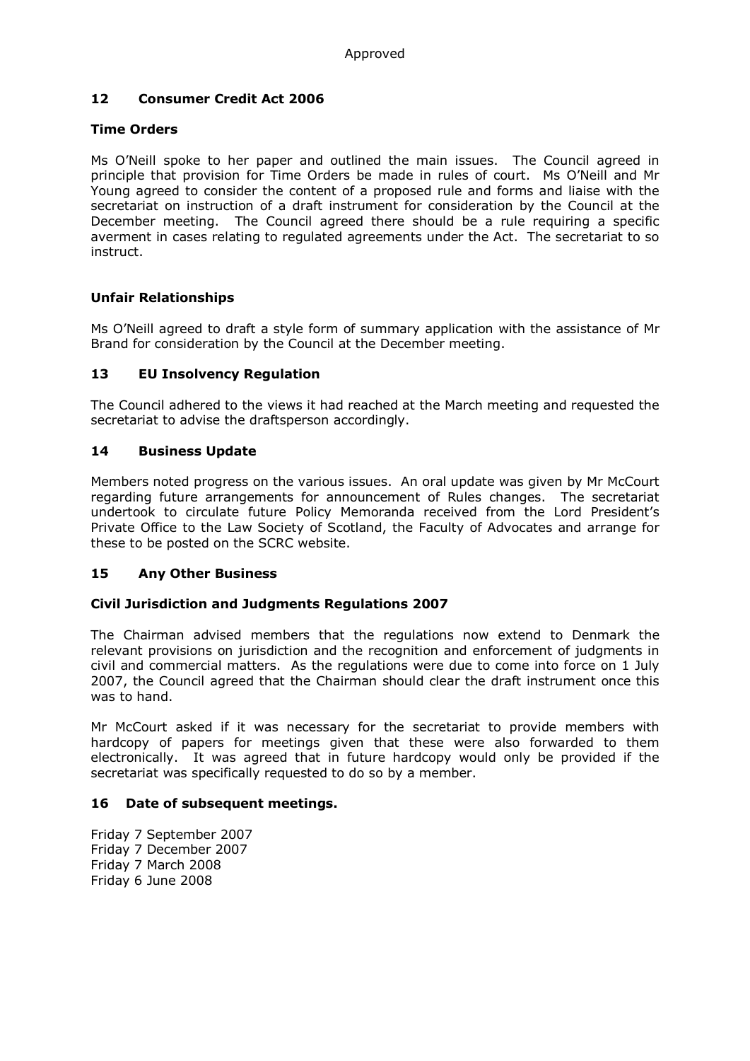Approved

## 12 Consumer Credit Act 2006

### Time Orders

Ms O'Neill spoke to her paper and outlined the main issues. The Council agreed in principle that provision for Time Orders be made in rules of court. Ms O'Neill and Mr Young agreed to consider the content of a proposed rule and forms and liaise with the secretariat on instruction of a draft instrument for consideration by the Council at the December meeting. The Council agreed there should be a rule requiring a specific averment in cases relating to regulated agreements under the Act. The secretariat to so instruct.

### Unfair Relationships

Ms O'Neill agreed to draft a style form of summary application with the assistance of Mr Brand for consideration by the Council at the December meeting.

## 13 EU Insolvency Regulation

The Council adhered to the views it had reached at the March meeting and requested the secretariat to advise the draftsperson accordingly.

## 14 Business Update

Members noted progress on the various issues. An oral update was given by Mr McCourt regarding future arrangements for announcement of Rules changes. The secretariat undertook to circulate future Policy Memoranda received from the Lord President's Private Office to the Law Society of Scotland, the Faculty of Advocates and arrange for these to be posted on the SCRC website.

## 15 Any Other Business

### Civil Jurisdiction and Judgments Regulations 2007

The Chairman advised members that the regulations now extend to Denmark the relevant provisions on jurisdiction and the recognition and enforcement of judgments in civil and commercial matters. As the regulations were due to come into force on 1 July 2007, the Council agreed that the Chairman should clear the draft instrument once this was to hand.

Mr McCourt asked if it was necessary for the secretariat to provide members with hardcopy of papers for meetings given that these were also forwarded to them electronically. It was agreed that in future hardcopy would only be provided if the secretariat was specifically requested to do so by a member.

## 16 Date of subsequent meetings.

Friday 7 September 2007
Friday 7 December 2007
Friday 7 March 2008
Friday 6 June 2008